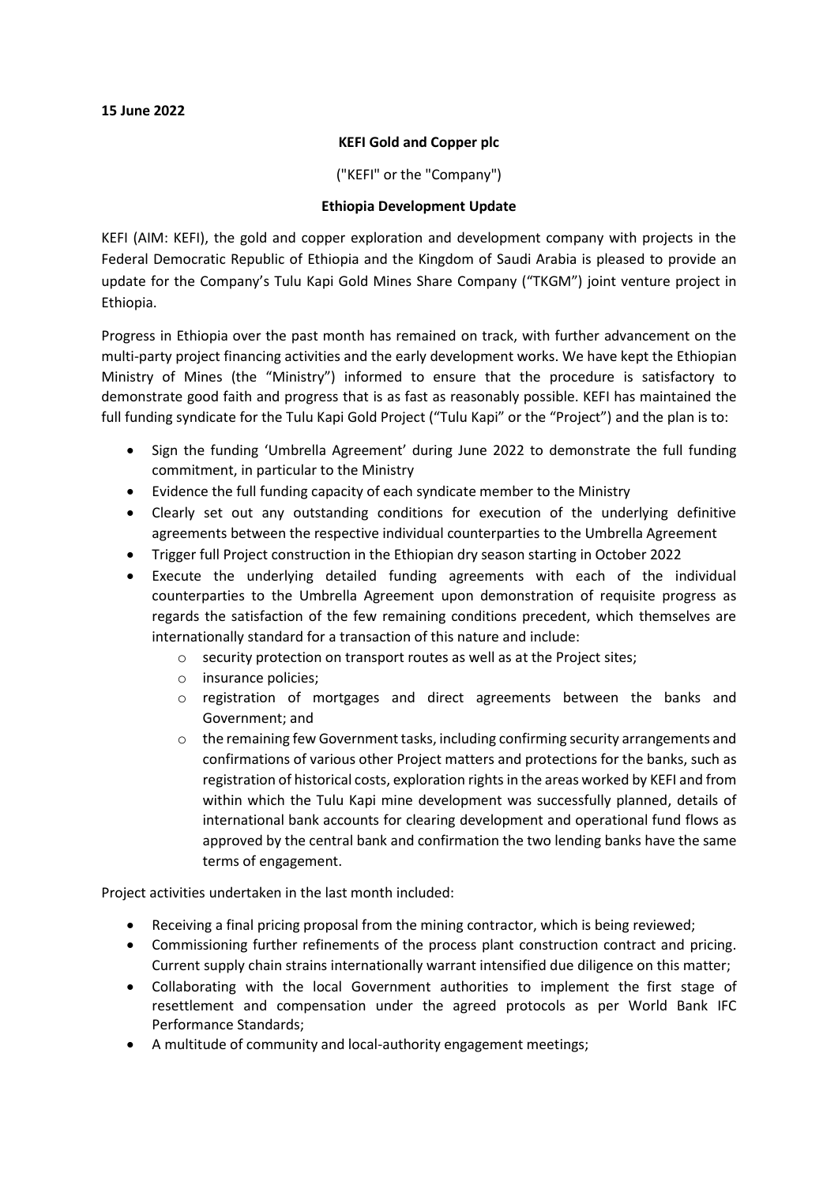**15 June 2022**

**KEFI Gold and Copper plc**

("KEFI" or the "Company")

**Ethiopia Development Update**

KEFI (AIM: KEFI), the gold and copper exploration and development company with projects in the Federal Democratic Republic of Ethiopia and the Kingdom of Saudi Arabia is pleased to provide an update for the Company's Tulu Kapi Gold Mines Share Company ("TKGM") joint venture project in Ethiopia.

Progress in Ethiopia over the past month has remained on track, with further advancement on the multi-party project financing activities and the early development works. We have kept the Ethiopian Ministry of Mines (the "Ministry") informed to ensure that the procedure is satisfactory to demonstrate good faith and progress that is as fast as reasonably possible. KEFI has maintained the full funding syndicate for the Tulu Kapi Gold Project ("Tulu Kapi" or the "Project") and the plan is to:

- Sign the funding 'Umbrella Agreement' during June 2022 to demonstrate the full funding commitment, in particular to the Ministry
- Evidence the full funding capacity of each syndicate member to the Ministry
- Clearly set out any outstanding conditions for execution of the underlying definitive agreements between the respective individual counterparties to the Umbrella Agreement
- Trigger full Project construction in the Ethiopian dry season starting in October 2022
- Execute the underlying detailed funding agreements with each of the individual counterparties to the Umbrella Agreement upon demonstration of requisite progress as regards the satisfaction of the few remaining conditions precedent, which themselves are internationally standard for a transaction of this nature and include:
  - security protection on transport routes as well as at the Project sites;
  - insurance policies;
  - registration of mortgages and direct agreements between the banks and Government; and
  - the remaining few Government tasks, including confirming security arrangements and confirmations of various other Project matters and protections for the banks, such as registration of historical costs, exploration rights in the areas worked by KEFI and from within which the Tulu Kapi mine development was successfully planned, details of international bank accounts for clearing development and operational fund flows as approved by the central bank and confirmation the two lending banks have the same terms of engagement.

Project activities undertaken in the last month included:

- Receiving a final pricing proposal from the mining contractor, which is being reviewed;
- Commissioning further refinements of the process plant construction contract and pricing. Current supply chain strains internationally warrant intensified due diligence on this matter;
- Collaborating with the local Government authorities to implement the first stage of resettlement and compensation under the agreed protocols as per World Bank IFC Performance Standards;
- A multitude of community and local-authority engagement meetings;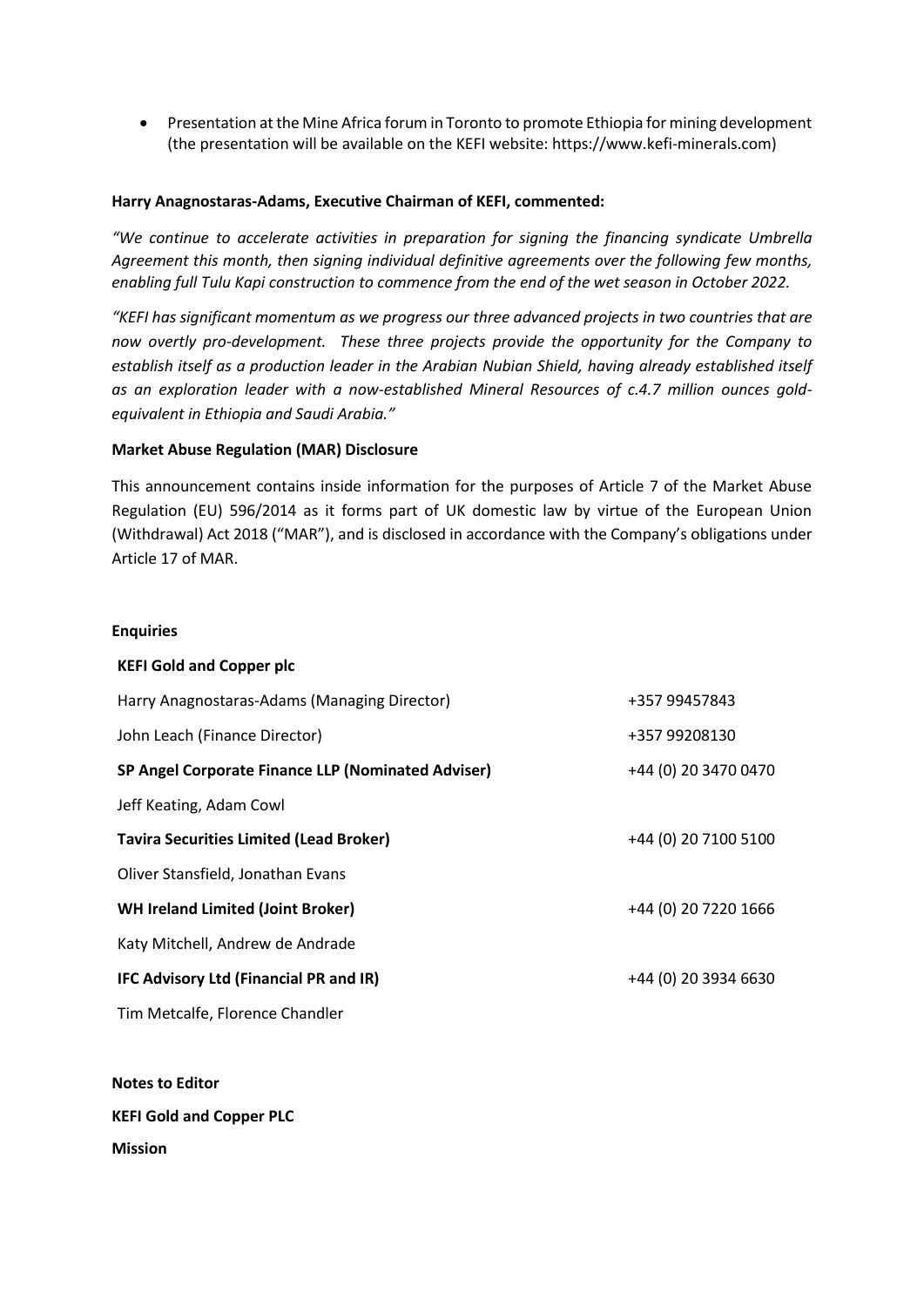- Presentation at the Mine Africa forum in Toronto to promote Ethiopia for mining development (the presentation will be available on the KEFI website: https://www.kefi-minerals.com)

**Harry Anagnostaras-Adams, Executive Chairman of KEFI, commented:**

*"We continue to accelerate activities in preparation for signing the financing syndicate Umbrella Agreement this month, then signing individual definitive agreements over the following few months, enabling full Tulu Kapi construction to commence from the end of the wet season in October 2022.*

*"KEFI has significant momentum as we progress our three advanced projects in two countries that are now overtly pro-development. These three projects provide the opportunity for the Company to establish itself as a production leader in the Arabian Nubian Shield, having already established itself as an exploration leader with a now-established Mineral Resources of c.4.7 million ounces gold-equivalent in Ethiopia and Saudi Arabia."*

**Market Abuse Regulation (MAR) Disclosure**

This announcement contains inside information for the purposes of Article 7 of the Market Abuse Regulation (EU) 596/2014 as it forms part of UK domestic law by virtue of the European Union (Withdrawal) Act 2018 ("MAR"), and is disclosed in accordance with the Company's obligations under Article 17 of MAR.

**Enquiries**

| **KEFI Gold and Copper plc** | |
|---|---|
| Harry Anagnostaras-Adams (Managing Director) | +357 99457843 |
| John Leach (Finance Director) | +357 99208130 |
| **SP Angel Corporate Finance LLP (Nominated Adviser)** | +44 (0) 20 3470 0470 |
| Jeff Keating, Adam Cowl | |
| **Tavira Securities Limited (Lead Broker)** | +44 (0) 20 7100 5100 |
| Oliver Stansfield, Jonathan Evans | |
| **WH Ireland Limited (Joint Broker)** | +44 (0) 20 7220 1666 |
| Katy Mitchell, Andrew de Andrade | |
| **IFC Advisory Ltd (Financial PR and IR)** | +44 (0) 20 3934 6630 |
| Tim Metcalfe, Florence Chandler | |

**Notes to Editor**

**KEFI Gold and Copper PLC**

**Mission**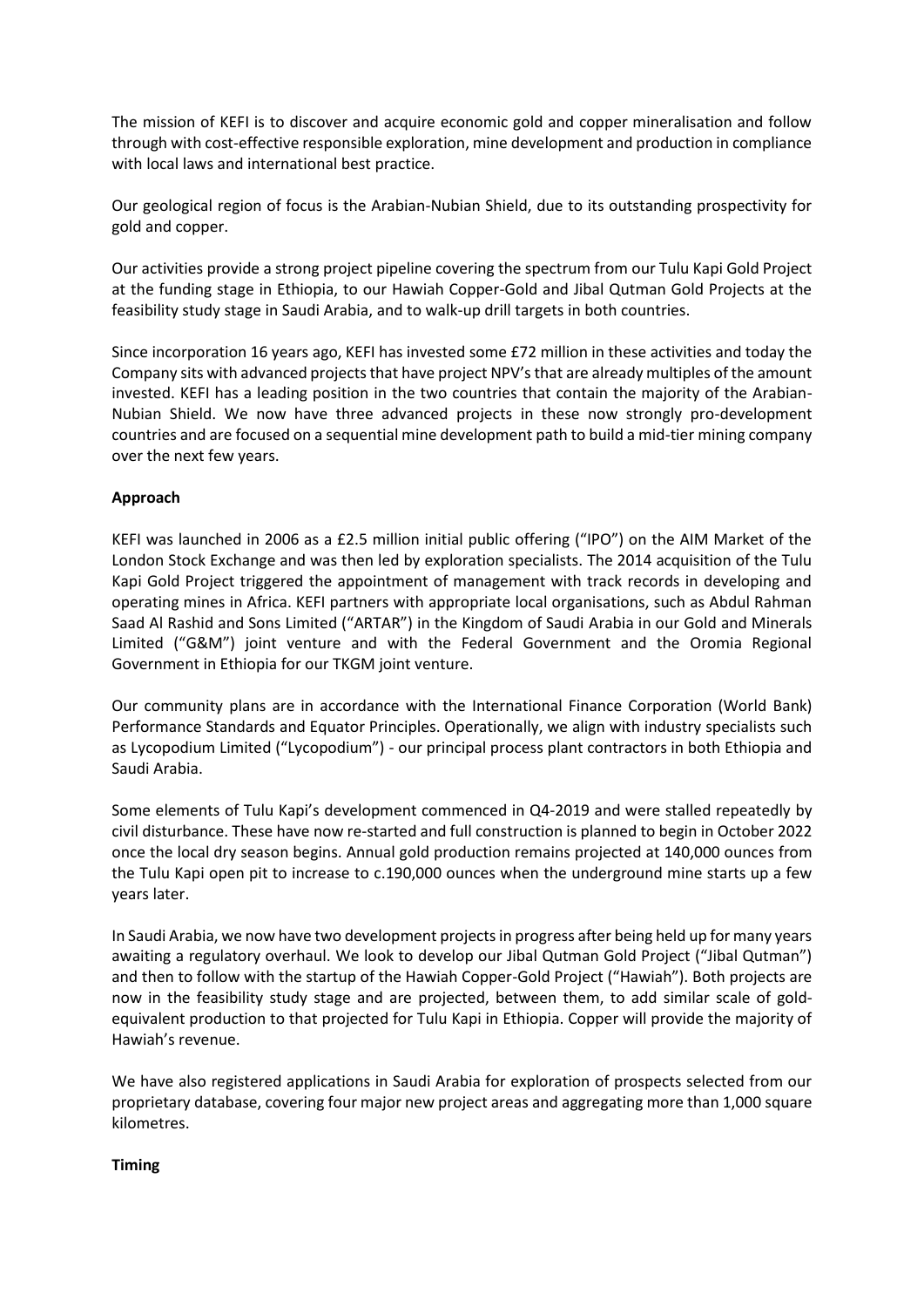The mission of KEFI is to discover and acquire economic gold and copper mineralisation and follow through with cost-effective responsible exploration, mine development and production in compliance with local laws and international best practice.

Our geological region of focus is the Arabian-Nubian Shield, due to its outstanding prospectivity for gold and copper.

Our activities provide a strong project pipeline covering the spectrum from our Tulu Kapi Gold Project at the funding stage in Ethiopia, to our Hawiah Copper-Gold and Jibal Qutman Gold Projects at the feasibility study stage in Saudi Arabia, and to walk-up drill targets in both countries.

Since incorporation 16 years ago, KEFI has invested some £72 million in these activities and today the Company sits with advanced projects that have project NPV's that are already multiples of the amount invested. KEFI has a leading position in the two countries that contain the majority of the Arabian-Nubian Shield. We now have three advanced projects in these now strongly pro-development countries and are focused on a sequential mine development path to build a mid-tier mining company over the next few years.

**Approach**

KEFI was launched in 2006 as a £2.5 million initial public offering ("IPO") on the AIM Market of the London Stock Exchange and was then led by exploration specialists. The 2014 acquisition of the Tulu Kapi Gold Project triggered the appointment of management with track records in developing and operating mines in Africa. KEFI partners with appropriate local organisations, such as Abdul Rahman Saad Al Rashid and Sons Limited ("ARTAR") in the Kingdom of Saudi Arabia in our Gold and Minerals Limited ("G&M") joint venture and with the Federal Government and the Oromia Regional Government in Ethiopia for our TKGM joint venture.

Our community plans are in accordance with the International Finance Corporation (World Bank) Performance Standards and Equator Principles. Operationally, we align with industry specialists such as Lycopodium Limited ("Lycopodium") - our principal process plant contractors in both Ethiopia and Saudi Arabia.

Some elements of Tulu Kapi's development commenced in Q4-2019 and were stalled repeatedly by civil disturbance. These have now re-started and full construction is planned to begin in October 2022 once the local dry season begins. Annual gold production remains projected at 140,000 ounces from the Tulu Kapi open pit to increase to c.190,000 ounces when the underground mine starts up a few years later.

In Saudi Arabia, we now have two development projects in progress after being held up for many years awaiting a regulatory overhaul. We look to develop our Jibal Qutman Gold Project ("Jibal Qutman") and then to follow with the startup of the Hawiah Copper-Gold Project ("Hawiah"). Both projects are now in the feasibility study stage and are projected, between them, to add similar scale of gold-equivalent production to that projected for Tulu Kapi in Ethiopia. Copper will provide the majority of Hawiah's revenue.

We have also registered applications in Saudi Arabia for exploration of prospects selected from our proprietary database, covering four major new project areas and aggregating more than 1,000 square kilometres.

**Timing**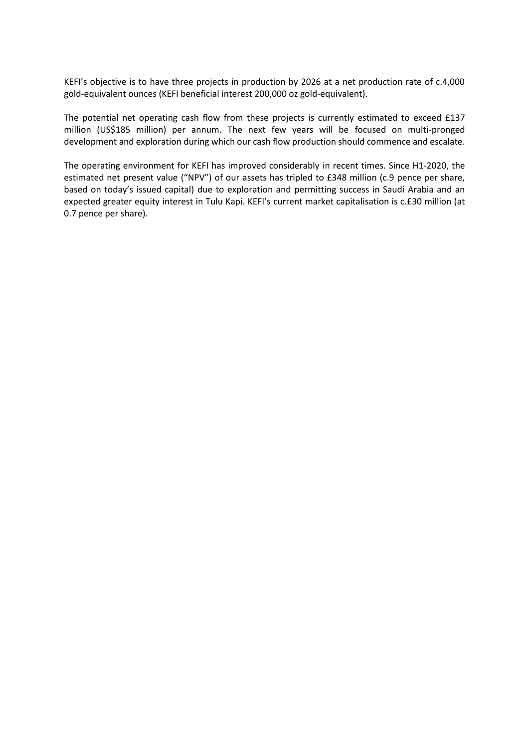KEFI's objective is to have three projects in production by 2026 at a net production rate of c.4,000 gold-equivalent ounces (KEFI beneficial interest 200,000 oz gold-equivalent).

The potential net operating cash flow from these projects is currently estimated to exceed £137 million (US$185 million) per annum. The next few years will be focused on multi-pronged development and exploration during which our cash flow production should commence and escalate.

The operating environment for KEFI has improved considerably in recent times. Since H1-2020, the estimated net present value ("NPV") of our assets has tripled to £348 million (c.9 pence per share, based on today's issued capital) due to exploration and permitting success in Saudi Arabia and an expected greater equity interest in Tulu Kapi. KEFI's current market capitalisation is c.£30 million (at 0.7 pence per share).